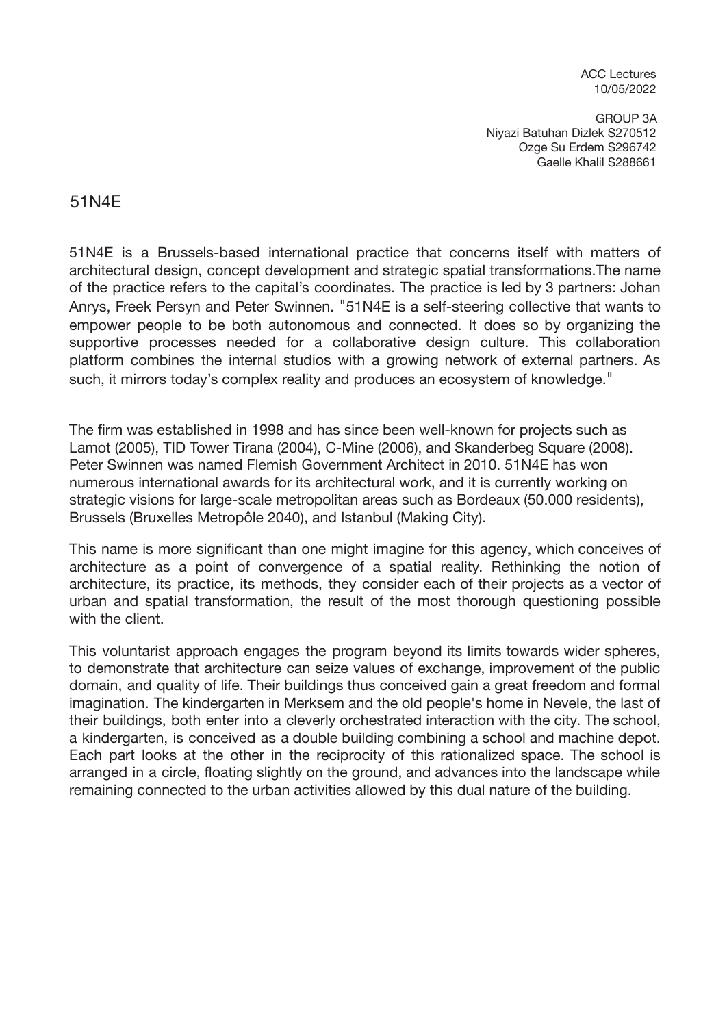ACC Lectures
10/05/2022

GROUP 3A
Niyazi Batuhan Dizlek S270512
Ozge Su Erdem S296742
Gaelle Khalil S288661

# 51N4E

51N4E is a Brussels-based international practice that concerns itself with matters of architectural design, concept development and strategic spatial transformations.The name of the practice refers to the capital's coordinates. The practice is led by 3 partners: Johan Anrys, Freek Persyn and Peter Swinnen. "51N4E is a self-steering collective that wants to empower people to be both autonomous and connected. It does so by organizing the supportive processes needed for a collaborative design culture. This collaboration platform combines the internal studios with a growing network of external partners. As such, it mirrors today's complex reality and produces an ecosystem of knowledge."

The firm was established in 1998 and has since been well-known for projects such as Lamot (2005), TID Tower Tirana (2004), C-Mine (2006), and Skanderbeg Square (2008). Peter Swinnen was named Flemish Government Architect in 2010. 51N4E has won numerous international awards for its architectural work, and it is currently working on strategic visions for large-scale metropolitan areas such as Bordeaux (50.000 residents), Brussels (Bruxelles Metropôle 2040), and Istanbul (Making City).

This name is more significant than one might imagine for this agency, which conceives of architecture as a point of convergence of a spatial reality. Rethinking the notion of architecture, its practice, its methods, they consider each of their projects as a vector of urban and spatial transformation, the result of the most thorough questioning possible with the client.

This voluntarist approach engages the program beyond its limits towards wider spheres, to demonstrate that architecture can seize values of exchange, improvement of the public domain, and quality of life. Their buildings thus conceived gain a great freedom and formal imagination. The kindergarten in Merksem and the old people's home in Nevele, the last of their buildings, both enter into a cleverly orchestrated interaction with the city. The school, a kindergarten, is conceived as a double building combining a school and machine depot. Each part looks at the other in the reciprocity of this rationalized space. The school is arranged in a circle, floating slightly on the ground, and advances into the landscape while remaining connected to the urban activities allowed by this dual nature of the building.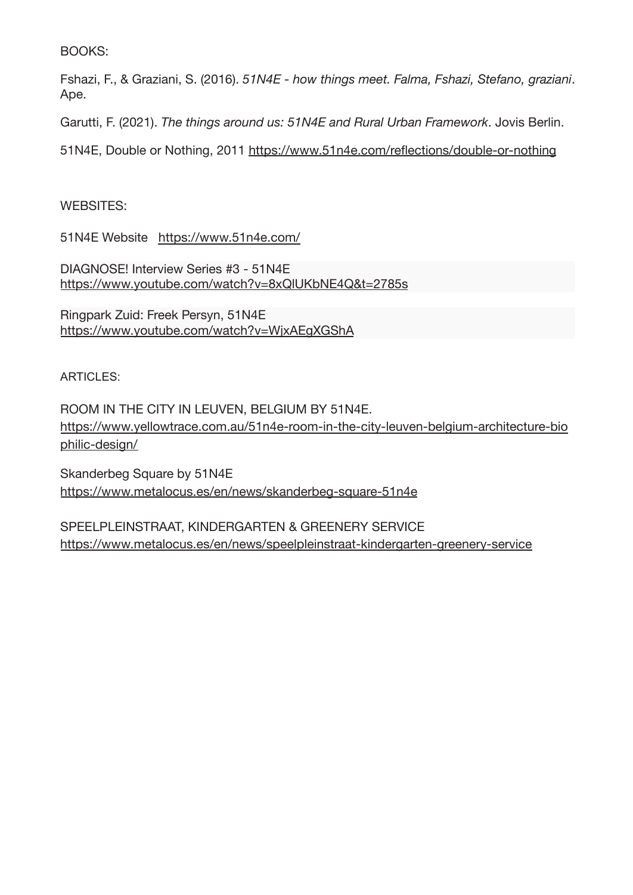BOOKS:

Fshazi, F., & Graziani, S. (2016). *51N4E - how things meet. Falma, Fshazi, Stefano, graziani*. Ape.

Garutti, F. (2021). *The things around us: 51N4E and Rural Urban Framework*. Jovis Berlin.

51N4E, Double or Nothing, 2011 https://www.51n4e.com/reflections/double-or-nothing

WEBSITES:

51N4E Website https://www.51n4e.com/

DIAGNOSE! Interview Series #3 - 51N4E
https://www.youtube.com/watch?v=8xQlUKbNE4Q&t=2785s

Ringpark Zuid: Freek Persyn, 51N4E
https://www.youtube.com/watch?v=WjxAEgXGShA

ARTICLES:

ROOM IN THE CITY IN LEUVEN, BELGIUM BY 51N4E.
https://www.yellowtrace.com.au/51n4e-room-in-the-city-leuven-belgium-architecture-biophilic-design/

Skanderbeg Square by 51N4E
https://www.metalocus.es/en/news/skanderbeg-square-51n4e

SPEELPLEINSTRAAT, KINDERGARTEN & GREENERY SERVICE
https://www.metalocus.es/en/news/speelpleinstraat-kindergarten-greenery-service